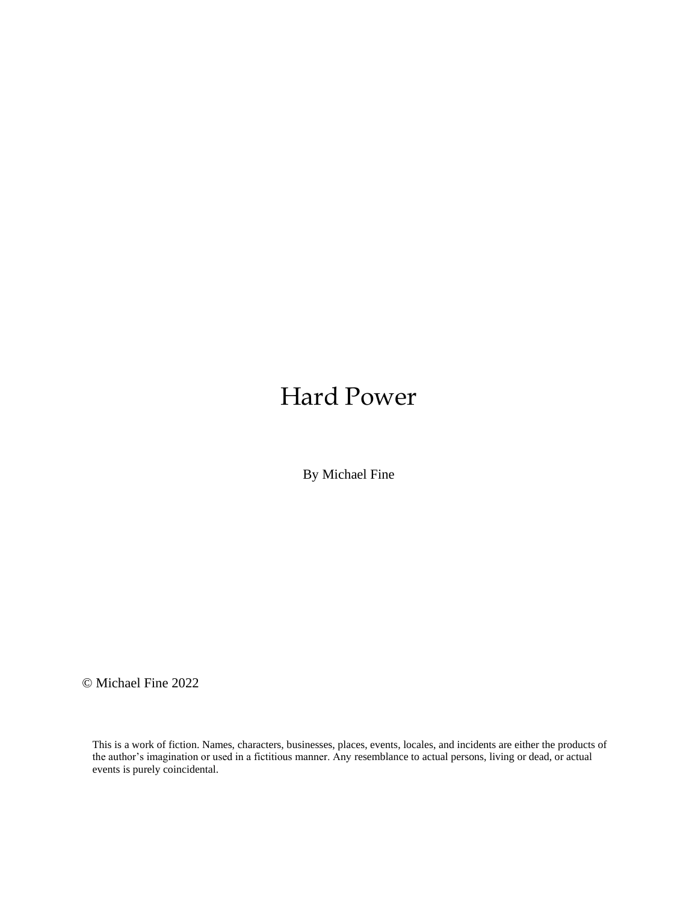# Hard Power

By Michael Fine

© Michael Fine 2022

This is a work of fiction. Names, characters, businesses, places, events, locales, and incidents are either the products of the author's imagination or used in a fictitious manner. Any resemblance to actual persons, living or dead, or actual events is purely coincidental.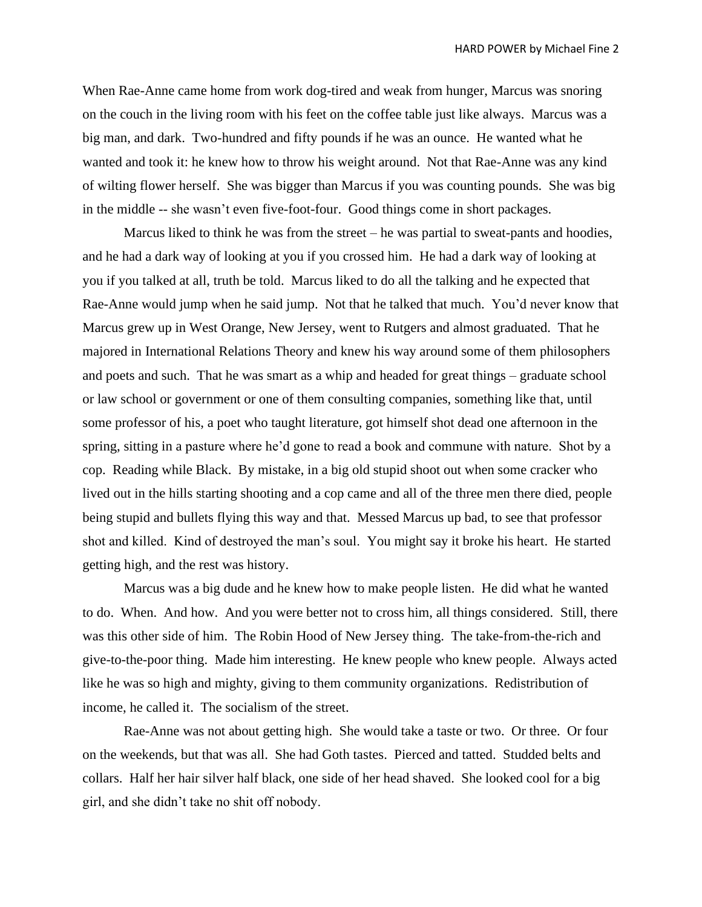When Rae-Anne came home from work dog-tired and weak from hunger, Marcus was snoring on the couch in the living room with his feet on the coffee table just like always. Marcus was a big man, and dark. Two-hundred and fifty pounds if he was an ounce. He wanted what he wanted and took it: he knew how to throw his weight around. Not that Rae-Anne was any kind of wilting flower herself. She was bigger than Marcus if you was counting pounds. She was big in the middle -- she wasn't even five-foot-four. Good things come in short packages.

Marcus liked to think he was from the street – he was partial to sweat-pants and hoodies, and he had a dark way of looking at you if you crossed him. He had a dark way of looking at you if you talked at all, truth be told. Marcus liked to do all the talking and he expected that Rae-Anne would jump when he said jump. Not that he talked that much. You'd never know that Marcus grew up in West Orange, New Jersey, went to Rutgers and almost graduated. That he majored in International Relations Theory and knew his way around some of them philosophers and poets and such. That he was smart as a whip and headed for great things – graduate school or law school or government or one of them consulting companies, something like that, until some professor of his, a poet who taught literature, got himself shot dead one afternoon in the spring, sitting in a pasture where he'd gone to read a book and commune with nature. Shot by a cop. Reading while Black. By mistake, in a big old stupid shoot out when some cracker who lived out in the hills starting shooting and a cop came and all of the three men there died, people being stupid and bullets flying this way and that. Messed Marcus up bad, to see that professor shot and killed. Kind of destroyed the man's soul. You might say it broke his heart. He started getting high, and the rest was history.

Marcus was a big dude and he knew how to make people listen. He did what he wanted to do. When. And how. And you were better not to cross him, all things considered. Still, there was this other side of him. The Robin Hood of New Jersey thing. The take-from-the-rich and give-to-the-poor thing. Made him interesting. He knew people who knew people. Always acted like he was so high and mighty, giving to them community organizations. Redistribution of income, he called it. The socialism of the street.

Rae-Anne was not about getting high. She would take a taste or two. Or three. Or four on the weekends, but that was all. She had Goth tastes. Pierced and tatted. Studded belts and collars. Half her hair silver half black, one side of her head shaved. She looked cool for a big girl, and she didn't take no shit off nobody.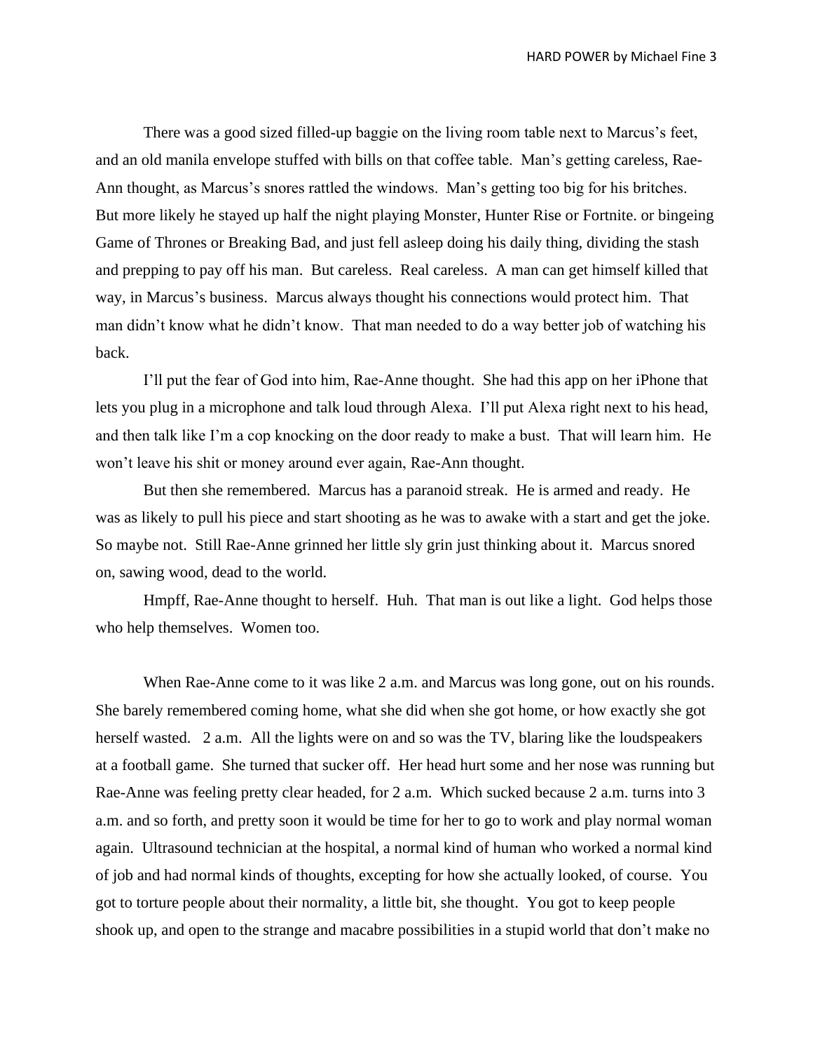There was a good sized filled-up baggie on the living room table next to Marcus's feet, and an old manila envelope stuffed with bills on that coffee table. Man's getting careless, Rae-Ann thought, as Marcus's snores rattled the windows. Man's getting too big for his britches. But more likely he stayed up half the night playing Monster, Hunter Rise or Fortnite. or bingeing Game of Thrones or Breaking Bad, and just fell asleep doing his daily thing, dividing the stash and prepping to pay off his man. But careless. Real careless. A man can get himself killed that way, in Marcus's business. Marcus always thought his connections would protect him. That man didn't know what he didn't know. That man needed to do a way better job of watching his back.

I'll put the fear of God into him, Rae-Anne thought. She had this app on her iPhone that lets you plug in a microphone and talk loud through Alexa. I'll put Alexa right next to his head, and then talk like I'm a cop knocking on the door ready to make a bust. That will learn him. He won't leave his shit or money around ever again, Rae-Ann thought.

But then she remembered. Marcus has a paranoid streak. He is armed and ready. He was as likely to pull his piece and start shooting as he was to awake with a start and get the joke. So maybe not. Still Rae-Anne grinned her little sly grin just thinking about it. Marcus snored on, sawing wood, dead to the world.

Hmpff, Rae-Anne thought to herself. Huh. That man is out like a light. God helps those who help themselves. Women too.

When Rae-Anne come to it was like 2 a.m. and Marcus was long gone, out on his rounds. She barely remembered coming home, what she did when she got home, or how exactly she got herself wasted. 2 a.m. All the lights were on and so was the TV, blaring like the loudspeakers at a football game. She turned that sucker off. Her head hurt some and her nose was running but Rae-Anne was feeling pretty clear headed, for 2 a.m. Which sucked because 2 a.m. turns into 3 a.m. and so forth, and pretty soon it would be time for her to go to work and play normal woman again. Ultrasound technician at the hospital, a normal kind of human who worked a normal kind of job and had normal kinds of thoughts, excepting for how she actually looked, of course. You got to torture people about their normality, a little bit, she thought. You got to keep people shook up, and open to the strange and macabre possibilities in a stupid world that don't make no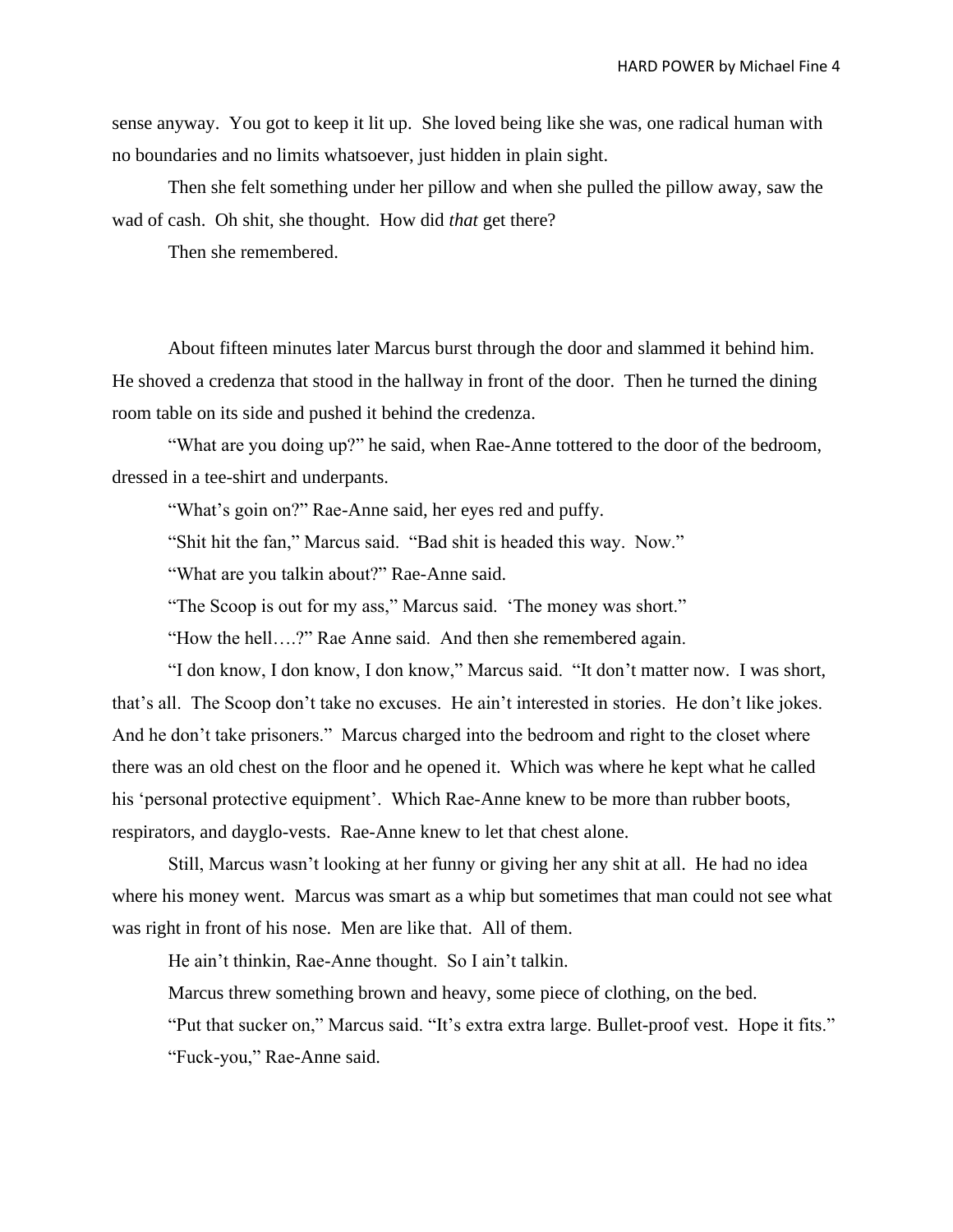sense anyway. You got to keep it lit up. She loved being like she was, one radical human with no boundaries and no limits whatsoever, just hidden in plain sight.

Then she felt something under her pillow and when she pulled the pillow away, saw the wad of cash. Oh shit, she thought. How did *that* get there?

Then she remembered.

About fifteen minutes later Marcus burst through the door and slammed it behind him. He shoved a credenza that stood in the hallway in front of the door. Then he turned the dining room table on its side and pushed it behind the credenza.

"What are you doing up?" he said, when Rae-Anne tottered to the door of the bedroom, dressed in a tee-shirt and underpants.

"What's goin on?" Rae-Anne said, her eyes red and puffy.

"Shit hit the fan," Marcus said. "Bad shit is headed this way. Now."

"What are you talkin about?" Rae-Anne said.

"The Scoop is out for my ass," Marcus said. 'The money was short."

"How the hell….?" Rae Anne said. And then she remembered again.

"I don know, I don know, I don know," Marcus said. "It don't matter now. I was short, that's all. The Scoop don't take no excuses. He ain't interested in stories. He don't like jokes. And he don't take prisoners." Marcus charged into the bedroom and right to the closet where there was an old chest on the floor and he opened it. Which was where he kept what he called his 'personal protective equipment'. Which Rae-Anne knew to be more than rubber boots, respirators, and dayglo-vests. Rae-Anne knew to let that chest alone.

Still, Marcus wasn't looking at her funny or giving her any shit at all. He had no idea where his money went. Marcus was smart as a whip but sometimes that man could not see what was right in front of his nose. Men are like that. All of them.

He ain't thinkin, Rae-Anne thought. So I ain't talkin.

Marcus threw something brown and heavy, some piece of clothing, on the bed.

"Put that sucker on," Marcus said. "It's extra extra large. Bullet-proof vest. Hope it fits."

"Fuck-you," Rae-Anne said.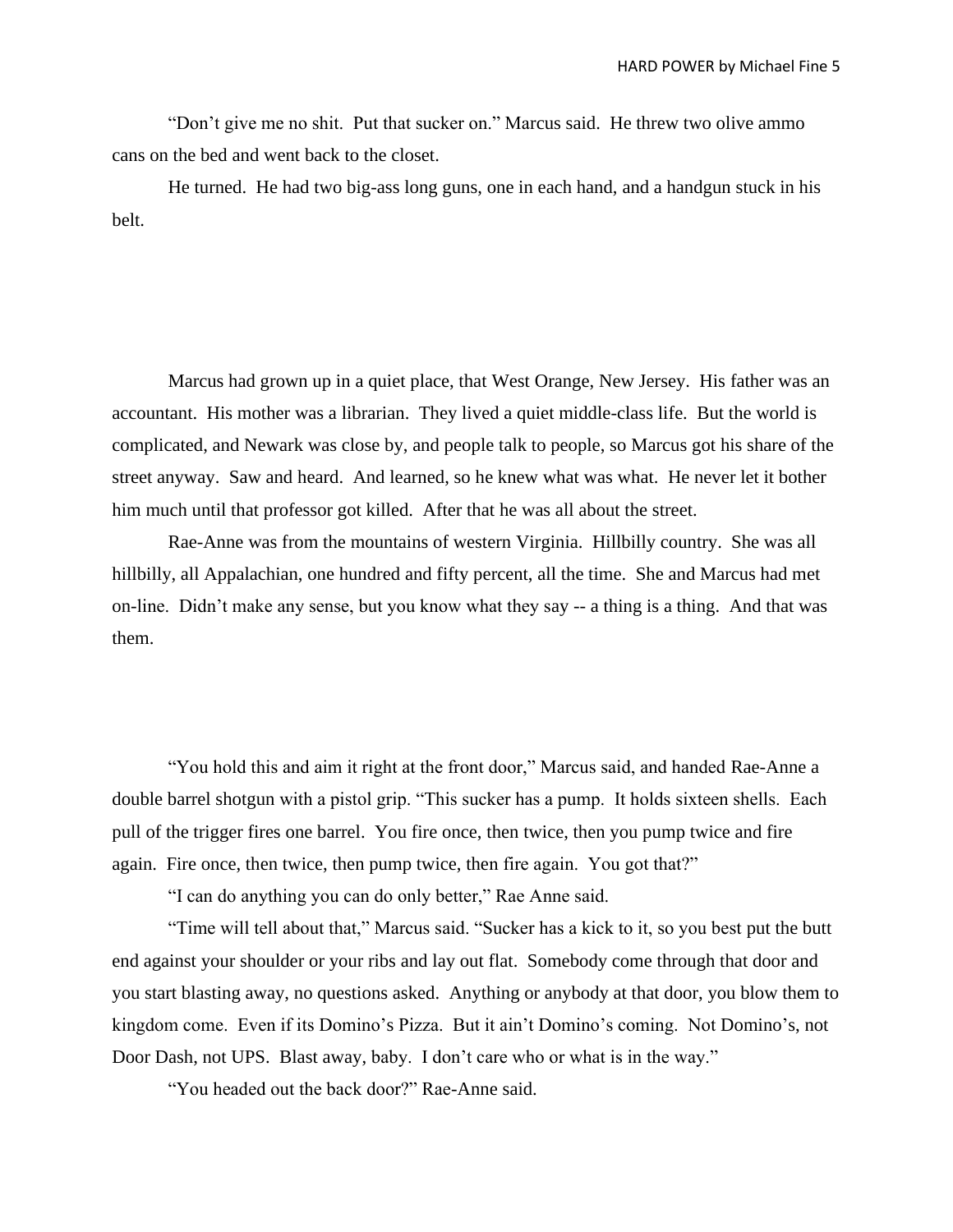"Don't give me no shit. Put that sucker on." Marcus said. He threw two olive ammo cans on the bed and went back to the closet.

He turned. He had two big-ass long guns, one in each hand, and a handgun stuck in his belt.

Marcus had grown up in a quiet place, that West Orange, New Jersey. His father was an accountant. His mother was a librarian. They lived a quiet middle-class life. But the world is complicated, and Newark was close by, and people talk to people, so Marcus got his share of the street anyway. Saw and heard. And learned, so he knew what was what. He never let it bother him much until that professor got killed. After that he was all about the street.

Rae-Anne was from the mountains of western Virginia. Hillbilly country. She was all hillbilly, all Appalachian, one hundred and fifty percent, all the time. She and Marcus had met on-line. Didn't make any sense, but you know what they say -- a thing is a thing. And that was them.

"You hold this and aim it right at the front door," Marcus said, and handed Rae-Anne a double barrel shotgun with a pistol grip. "This sucker has a pump. It holds sixteen shells. Each pull of the trigger fires one barrel. You fire once, then twice, then you pump twice and fire again. Fire once, then twice, then pump twice, then fire again. You got that?"

"I can do anything you can do only better," Rae Anne said.

"Time will tell about that," Marcus said. "Sucker has a kick to it, so you best put the butt end against your shoulder or your ribs and lay out flat. Somebody come through that door and you start blasting away, no questions asked. Anything or anybody at that door, you blow them to kingdom come. Even if its Domino's Pizza. But it ain't Domino's coming. Not Domino's, not Door Dash, not UPS. Blast away, baby. I don't care who or what is in the way."

"You headed out the back door?" Rae-Anne said.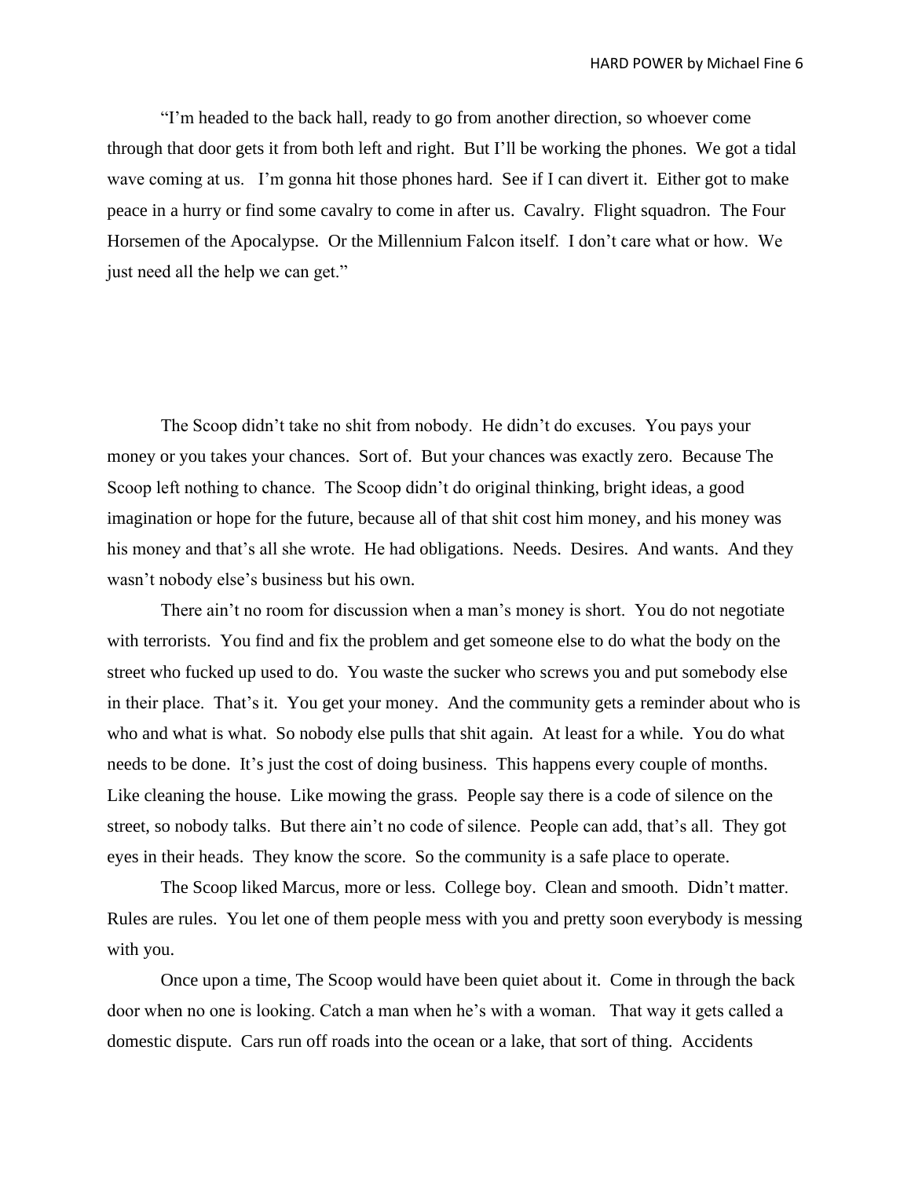"I'm headed to the back hall, ready to go from another direction, so whoever come through that door gets it from both left and right. But I'll be working the phones. We got a tidal wave coming at us. I'm gonna hit those phones hard. See if I can divert it. Either got to make peace in a hurry or find some cavalry to come in after us. Cavalry. Flight squadron. The Four Horsemen of the Apocalypse. Or the Millennium Falcon itself. I don't care what or how. We just need all the help we can get."

The Scoop didn't take no shit from nobody. He didn't do excuses. You pays your money or you takes your chances. Sort of. But your chances was exactly zero. Because The Scoop left nothing to chance. The Scoop didn't do original thinking, bright ideas, a good imagination or hope for the future, because all of that shit cost him money, and his money was his money and that's all she wrote. He had obligations. Needs. Desires. And wants. And they wasn't nobody else's business but his own.

There ain't no room for discussion when a man's money is short. You do not negotiate with terrorists. You find and fix the problem and get someone else to do what the body on the street who fucked up used to do. You waste the sucker who screws you and put somebody else in their place. That's it. You get your money. And the community gets a reminder about who is who and what is what. So nobody else pulls that shit again. At least for a while. You do what needs to be done. It's just the cost of doing business. This happens every couple of months. Like cleaning the house. Like mowing the grass. People say there is a code of silence on the street, so nobody talks. But there ain't no code of silence. People can add, that's all. They got eyes in their heads. They know the score. So the community is a safe place to operate.

The Scoop liked Marcus, more or less. College boy. Clean and smooth. Didn't matter. Rules are rules. You let one of them people mess with you and pretty soon everybody is messing with you.

Once upon a time, The Scoop would have been quiet about it. Come in through the back door when no one is looking. Catch a man when he's with a woman. That way it gets called a domestic dispute. Cars run off roads into the ocean or a lake, that sort of thing. Accidents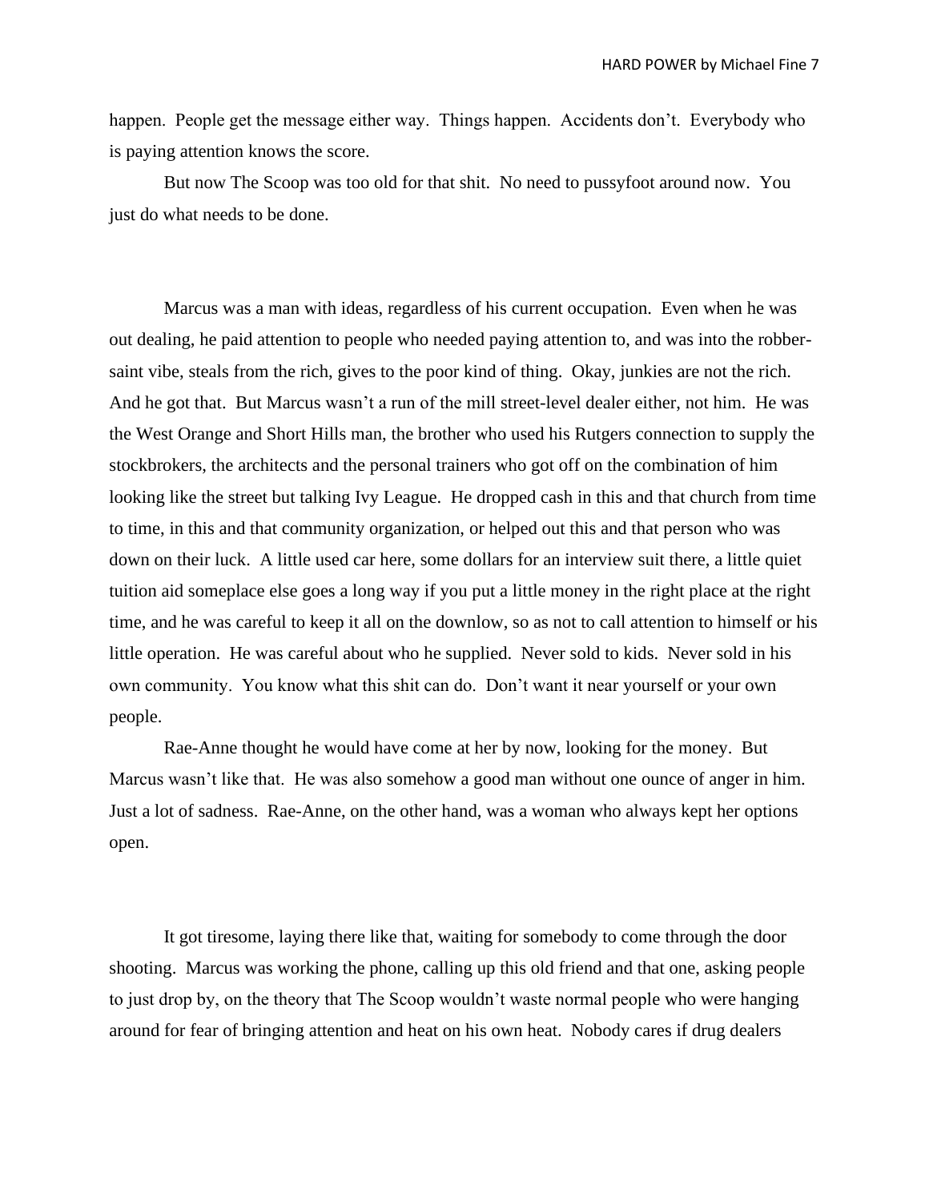happen. People get the message either way. Things happen. Accidents don't. Everybody who is paying attention knows the score.

But now The Scoop was too old for that shit. No need to pussyfoot around now. You just do what needs to be done.

Marcus was a man with ideas, regardless of his current occupation. Even when he was out dealing, he paid attention to people who needed paying attention to, and was into the robber-saint vibe, steals from the rich, gives to the poor kind of thing. Okay, junkies are not the rich. And he got that. But Marcus wasn't a run of the mill street-level dealer either, not him. He was the West Orange and Short Hills man, the brother who used his Rutgers connection to supply the stockbrokers, the architects and the personal trainers who got off on the combination of him looking like the street but talking Ivy League. He dropped cash in this and that church from time to time, in this and that community organization, or helped out this and that person who was down on their luck. A little used car here, some dollars for an interview suit there, a little quiet tuition aid someplace else goes a long way if you put a little money in the right place at the right time, and he was careful to keep it all on the downlow, so as not to call attention to himself or his little operation. He was careful about who he supplied. Never sold to kids. Never sold in his own community. You know what this shit can do. Don't want it near yourself or your own people.

Rae-Anne thought he would have come at her by now, looking for the money. But Marcus wasn't like that. He was also somehow a good man without one ounce of anger in him. Just a lot of sadness. Rae-Anne, on the other hand, was a woman who always kept her options open.

It got tiresome, laying there like that, waiting for somebody to come through the door shooting. Marcus was working the phone, calling up this old friend and that one, asking people to just drop by, on the theory that The Scoop wouldn't waste normal people who were hanging around for fear of bringing attention and heat on his own heat. Nobody cares if drug dealers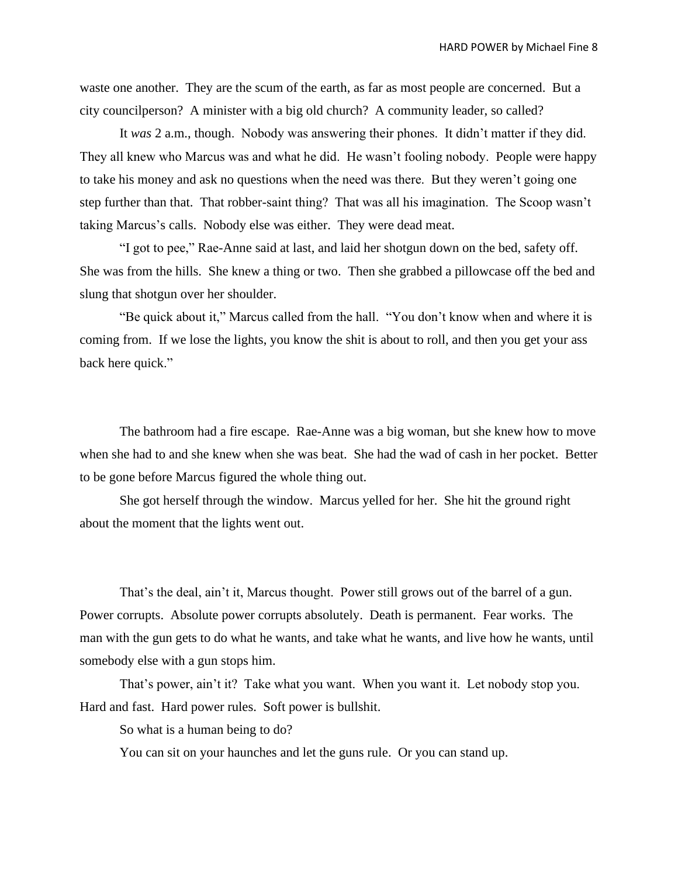waste one another. They are the scum of the earth, as far as most people are concerned. But a city councilperson? A minister with a big old church? A community leader, so called?

It *was* 2 a.m., though. Nobody was answering their phones. It didn't matter if they did. They all knew who Marcus was and what he did. He wasn't fooling nobody. People were happy to take his money and ask no questions when the need was there. But they weren't going one step further than that. That robber-saint thing? That was all his imagination. The Scoop wasn't taking Marcus's calls. Nobody else was either. They were dead meat.

"I got to pee," Rae-Anne said at last, and laid her shotgun down on the bed, safety off. She was from the hills. She knew a thing or two. Then she grabbed a pillowcase off the bed and slung that shotgun over her shoulder.

"Be quick about it," Marcus called from the hall. "You don't know when and where it is coming from. If we lose the lights, you know the shit is about to roll, and then you get your ass back here quick."

The bathroom had a fire escape. Rae-Anne was a big woman, but she knew how to move when she had to and she knew when she was beat. She had the wad of cash in her pocket. Better to be gone before Marcus figured the whole thing out.

She got herself through the window. Marcus yelled for her. She hit the ground right about the moment that the lights went out.

That's the deal, ain't it, Marcus thought. Power still grows out of the barrel of a gun. Power corrupts. Absolute power corrupts absolutely. Death is permanent. Fear works. The man with the gun gets to do what he wants, and take what he wants, and live how he wants, until somebody else with a gun stops him.

That's power, ain't it? Take what you want. When you want it. Let nobody stop you. Hard and fast. Hard power rules. Soft power is bullshit.

So what is a human being to do?

You can sit on your haunches and let the guns rule. Or you can stand up.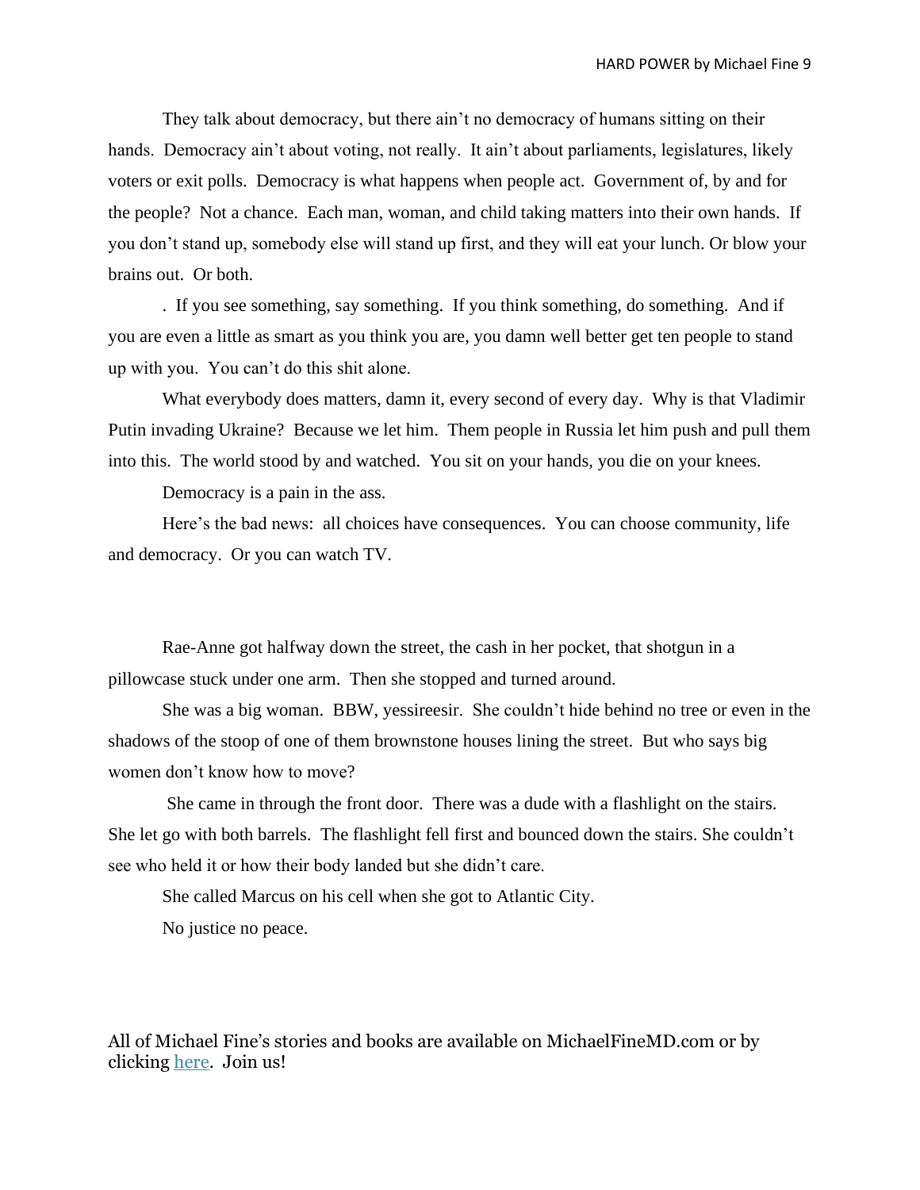They talk about democracy, but there ain't no democracy of humans sitting on their hands. Democracy ain't about voting, not really. It ain't about parliaments, legislatures, likely voters or exit polls. Democracy is what happens when people act. Government of, by and for the people? Not a chance. Each man, woman, and child taking matters into their own hands. If you don't stand up, somebody else will stand up first, and they will eat your lunch. Or blow your brains out. Or both.

. If you see something, say something. If you think something, do something. And if you are even a little as smart as you think you are, you damn well better get ten people to stand up with you. You can't do this shit alone.

What everybody does matters, damn it, every second of every day. Why is that Vladimir Putin invading Ukraine? Because we let him. Them people in Russia let him push and pull them into this. The world stood by and watched. You sit on your hands, you die on your knees.

Democracy is a pain in the ass.

Here's the bad news: all choices have consequences. You can choose community, life and democracy. Or you can watch TV.

Rae-Anne got halfway down the street, the cash in her pocket, that shotgun in a pillowcase stuck under one arm. Then she stopped and turned around.

She was a big woman. BBW, yessireesir. She couldn't hide behind no tree or even in the shadows of the stoop of one of them brownstone houses lining the street. But who says big women don't know how to move?

She came in through the front door. There was a dude with a flashlight on the stairs. She let go with both barrels. The flashlight fell first and bounced down the stairs. She couldn't see who held it or how their body landed but she didn't care.

She called Marcus on his cell when she got to Atlantic City.

No justice no peace.

All of Michael Fine's stories and books are available on MichaelFineMD.com or by clicking [here](). Join us!